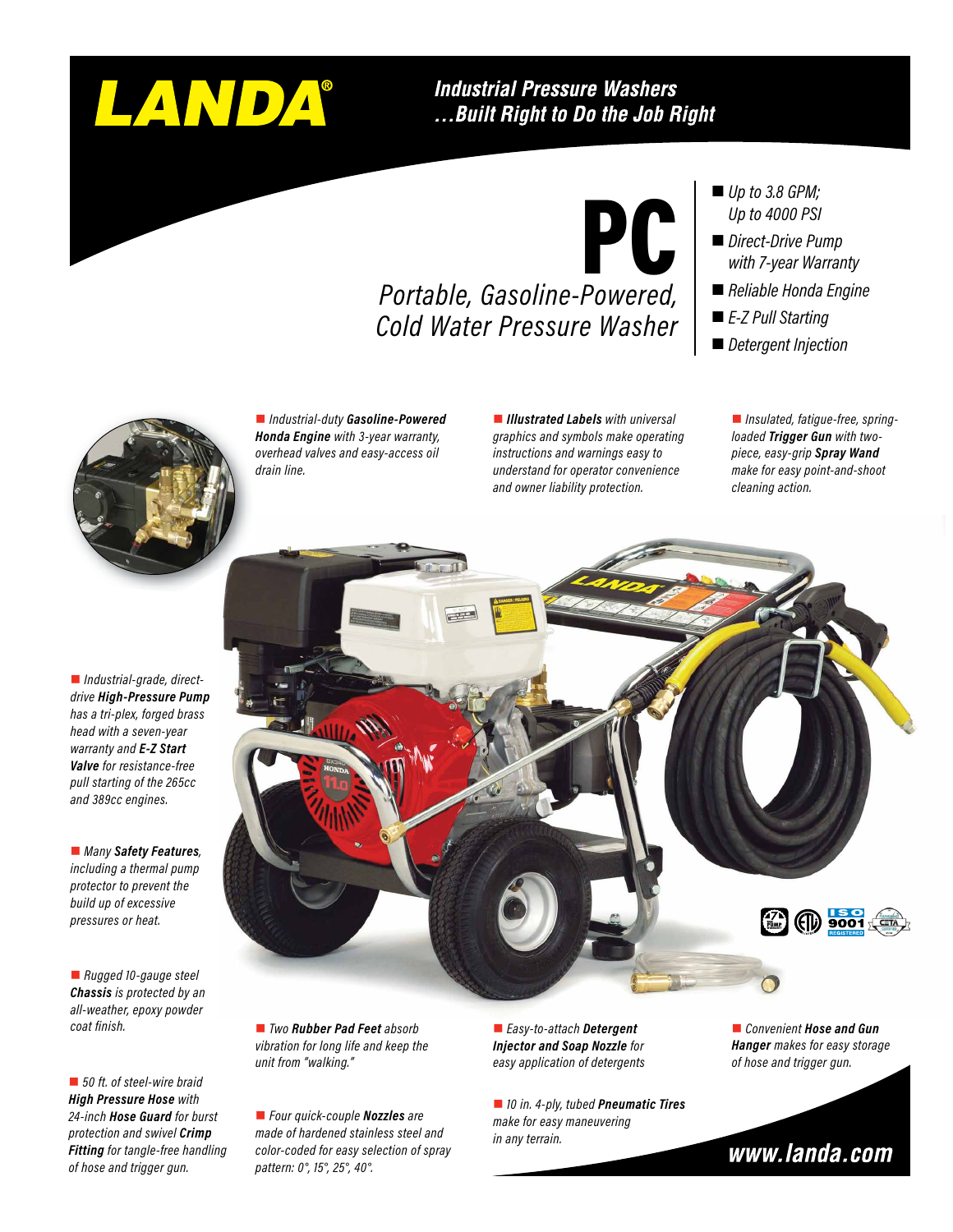# LANDA®

***Industrial Pressure Washers …Built Right to Do the Job Right***

## PC

*Portable, Gasoline-Powered, Cold Water Pressure Washer*

- *Up to 3.8 GPM; Up to 4000 PSI*
- *Direct-Drive Pump with 7-year Warranty*
- *Reliable Honda Engine*
- *E-Z Pull Starting*
- *Detergent Injection*

- *Industrial-duty* ***Gasoline-Powered Honda Engine*** *with 3-year warranty, overhead valves and easy-access oil drain line.*
- ***Illustrated Labels*** *with universal graphics and symbols make operating instructions and warnings easy to understand for operator convenience and owner liability protection.*
- *Insulated, fatigue-free, spring-loaded* ***Trigger Gun*** *with two-piece, easy-grip* ***Spray Wand*** *make for easy point-and-shoot cleaning action.*
- *Industrial-grade, direct-drive* ***High-Pressure Pump*** *has a tri-plex, forged brass head with a seven-year warranty and* ***E-Z Start Valve*** *for resistance-free pull starting of the 265cc and 389cc engines.*
- *Many* ***Safety Features****, including a thermal pump protector to prevent the build up of excessive pressures or heat.*
- *Rugged 10-gauge steel* ***Chassis*** *is protected by an all-weather, epoxy powder coat finish.*
- *50 ft. of steel-wire braid* ***High Pressure Hose*** *with 24-inch* ***Hose Guard*** *for burst protection and swivel* ***Crimp Fitting*** *for tangle-free handling of hose and trigger gun.*
- *Two* ***Rubber Pad Feet*** *absorb vibration for long life and keep the unit from "walking."*
- *Four quick-couple* ***Nozzles*** *are made of hardened stainless steel and color-coded for easy selection of spray pattern: 0°, 15°, 25°, 40°.*
- *Easy-to-attach* ***Detergent Injector and Soap Nozzle*** *for easy application of detergents*
- *10 in. 4-ply, tubed* ***Pneumatic Tires*** *make for easy maneuvering in any terrain.*
- *Convenient* ***Hose and Gun Hanger*** *makes for easy storage of hose and trigger gun.*

***www.landa.com***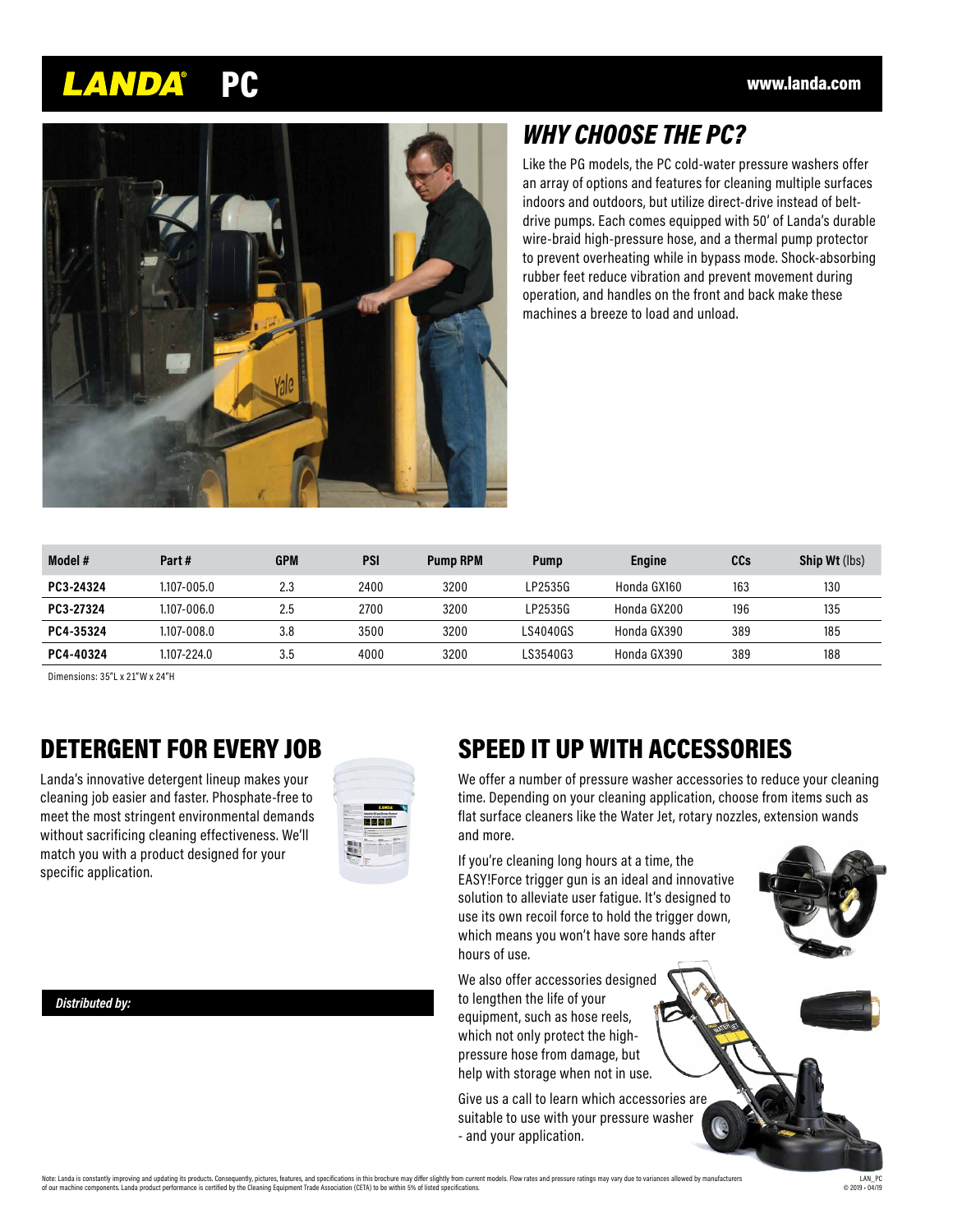# LANDA® PC

www.landa.com

## *WHY CHOOSE THE PC?*

Like the PG models, the PC cold-water pressure washers offer an array of options and features for cleaning multiple surfaces indoors and outdoors, but utilize direct-drive instead of belt-drive pumps. Each comes equipped with 50' of Landa's durable wire-braid high-pressure hose, and a thermal pump protector to prevent overheating while in bypass mode. Shock-absorbing rubber feet reduce vibration and prevent movement during operation, and handles on the front and back make these machines a breeze to load and unload.

| Model # | Part # | GPM | PSI | Pump RPM | Pump | Engine | CCs | Ship Wt (lbs) |
|---|---|---|---|---|---|---|---|---|
| **PC3-24324** | 1.107-005.0 | 2.3 | 2400 | 3200 | LP2535G | Honda GX160 | 163 | 130 |
| **PC3-27324** | 1.107-006.0 | 2.5 | 2700 | 3200 | LP2535G | Honda GX200 | 196 | 135 |
| **PC4-35324** | 1.107-008.0 | 3.8 | 3500 | 3200 | LS4040GS | Honda GX390 | 389 | 185 |
| **PC4-40324** | 1.107-224.0 | 3.5 | 4000 | 3200 | LS3540G3 | Honda GX390 | 389 | 188 |

Dimensions: 35"L x 21"W x 24"H

## DETERGENT FOR EVERY JOB

Landa's innovative detergent lineup makes your cleaning job easier and faster. Phosphate-free to meet the most stringent environmental demands without sacrificing cleaning effectiveness. We'll match you with a product designed for your specific application.

***Distributed by:***

## SPEED IT UP WITH ACCESSORIES

We offer a number of pressure washer accessories to reduce your cleaning time. Depending on your cleaning application, choose from items such as flat surface cleaners like the Water Jet, rotary nozzles, extension wands and more.

If you're cleaning long hours at a time, the EASY!Force trigger gun is an ideal and innovative solution to alleviate user fatigue. It's designed to use its own recoil force to hold the trigger down, which means you won't have sore hands after hours of use.

We also offer accessories designed to lengthen the life of your equipment, such as hose reels, which not only protect the high-pressure hose from damage, but help with storage when not in use.

Give us a call to learn which accessories are suitable to use with your pressure washer - and your application.

Note: Landa is constantly improving and updating its products. Consequently, pictures, features, and specifications in this brochure may differ slightly from current models. Flow rates and pressure ratings may vary due to variances allowed by manufacturers of our machine components. Landa product performance is certified by the Cleaning Equipment Trade Association (CETA) to be within 5% of listed specifications.

LAN_PC
© 2019 • 04/19